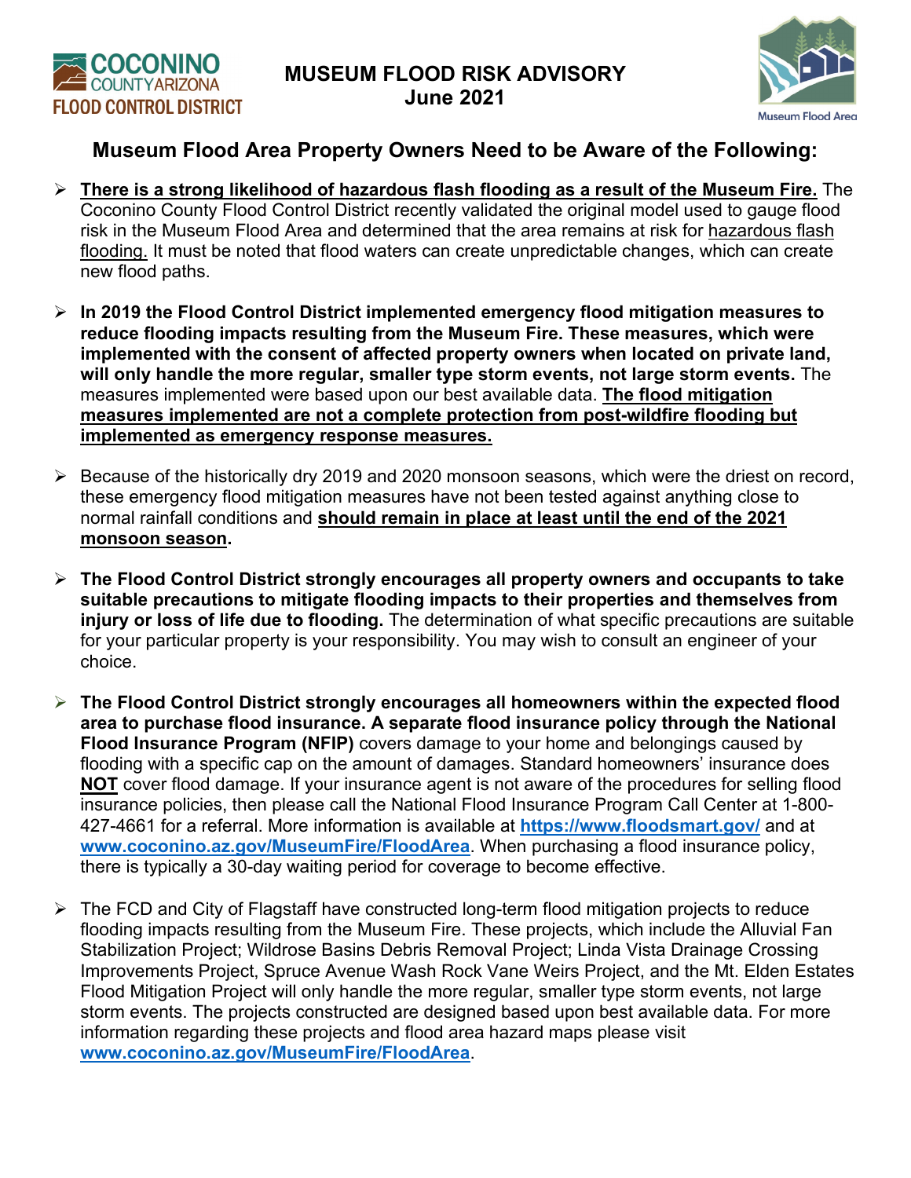COCONINO COUNTY ARIZONA FLOOD CONTROL DISTRICT

# MUSEUM FLOOD RISK ADVISORY
## June 2021

Museum Flood Area

## Museum Flood Area Property Owners Need to be Aware of the Following:

- **There is a strong likelihood of hazardous flash flooding as a result of the Museum Fire.** The Coconino County Flood Control District recently validated the original model used to gauge flood risk in the Museum Flood Area and determined that the area remains at risk for hazardous flash flooding. It must be noted that flood waters can create unpredictable changes, which can create new flood paths.

- **In 2019 the Flood Control District implemented emergency flood mitigation measures to reduce flooding impacts resulting from the Museum Fire. These measures, which were implemented with the consent of affected property owners when located on private land, will only handle the more regular, smaller type storm events, not large storm events.** The measures implemented were based upon our best available data. **The flood mitigation measures implemented are not a complete protection from post-wildfire flooding but implemented as emergency response measures.**

- Because of the historically dry 2019 and 2020 monsoon seasons, which were the driest on record, these emergency flood mitigation measures have not been tested against anything close to normal rainfall conditions and **should remain in place at least until the end of the 2021 monsoon season**.

- **The Flood Control District strongly encourages all property owners and occupants to take suitable precautions to mitigate flooding impacts to their properties and themselves from injury or loss of life due to flooding.** The determination of what specific precautions are suitable for your particular property is your responsibility. You may wish to consult an engineer of your choice.

- **The Flood Control District strongly encourages all homeowners within the expected flood area to purchase flood insurance. A separate flood insurance policy through the National Flood Insurance Program (NFIP)** covers damage to your home and belongings caused by flooding with a specific cap on the amount of damages. Standard homeowners' insurance does **NOT** cover flood damage. If your insurance agent is not aware of the procedures for selling flood insurance policies, then please call the National Flood Insurance Program Call Center at 1-800-427-4661 for a referral. More information is available at **https://www.floodsmart.gov/** and at **www.coconino.az.gov/MuseumFire/FloodArea**. When purchasing a flood insurance policy, there is typically a 30-day waiting period for coverage to become effective.

- The FCD and City of Flagstaff have constructed long-term flood mitigation projects to reduce flooding impacts resulting from the Museum Fire. These projects, which include the Alluvial Fan Stabilization Project; Wildrose Basins Debris Removal Project; Linda Vista Drainage Crossing Improvements Project, Spruce Avenue Wash Rock Vane Weirs Project, and the Mt. Elden Estates Flood Mitigation Project will only handle the more regular, smaller type storm events, not large storm events. The projects constructed are designed based upon best available data. For more information regarding these projects and flood area hazard maps please visit **www.coconino.az.gov/MuseumFire/FloodArea**.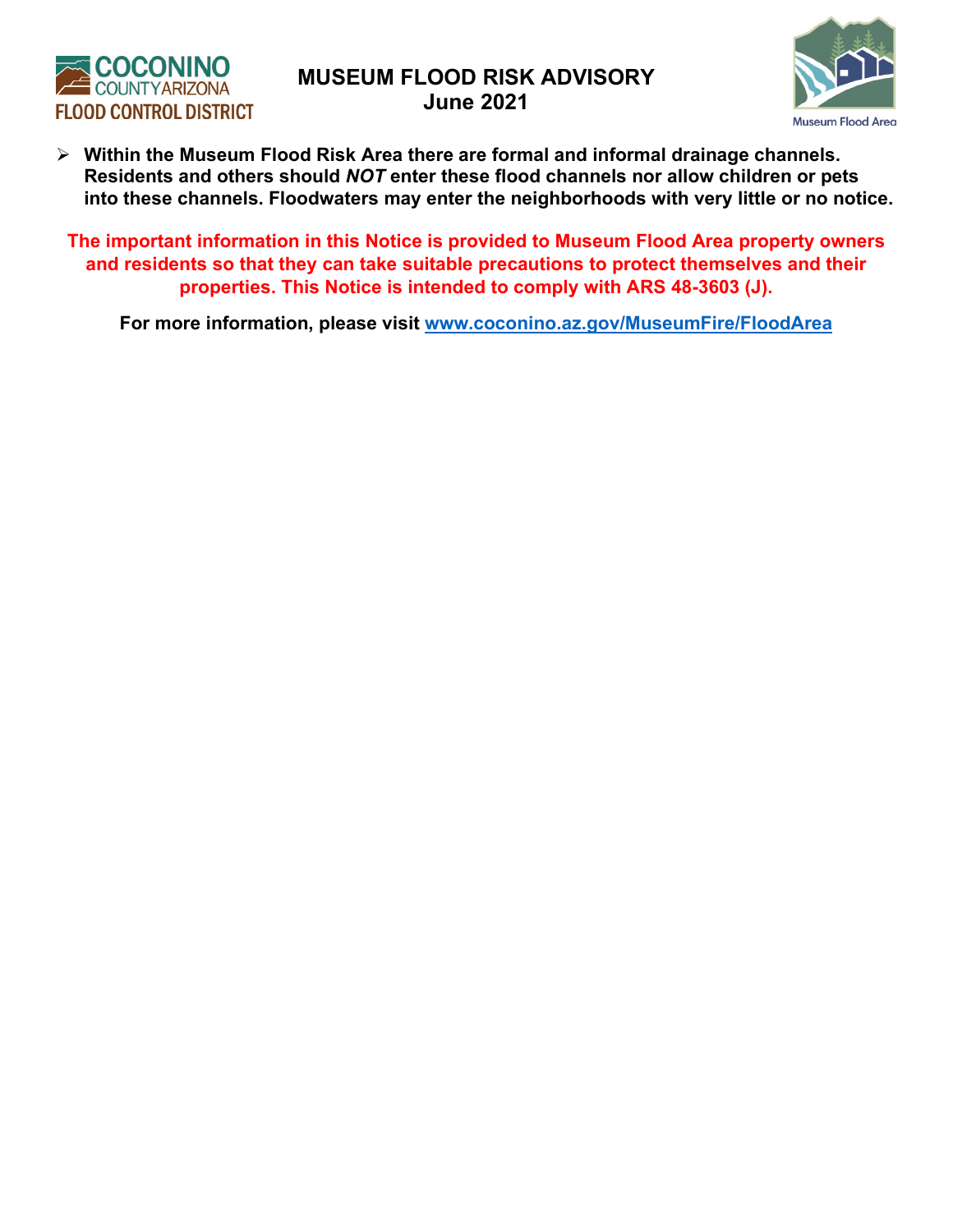# MUSEUM FLOOD RISK ADVISORY
## June 2021

- **Within the Museum Flood Risk Area there are formal and informal drainage channels. Residents and others should *NOT* enter these flood channels nor allow children or pets into these channels. Floodwaters may enter the neighborhoods with very little or no notice.**

**The important information in this Notice is provided to Museum Flood Area property owners and residents so that they can take suitable precautions to protect themselves and their properties. This Notice is intended to comply with ARS 48-3603 (J).**

**For more information, please visit [www.coconino.az.gov/MuseumFire/FloodArea](http://www.coconino.az.gov/MuseumFire/FloodArea)**